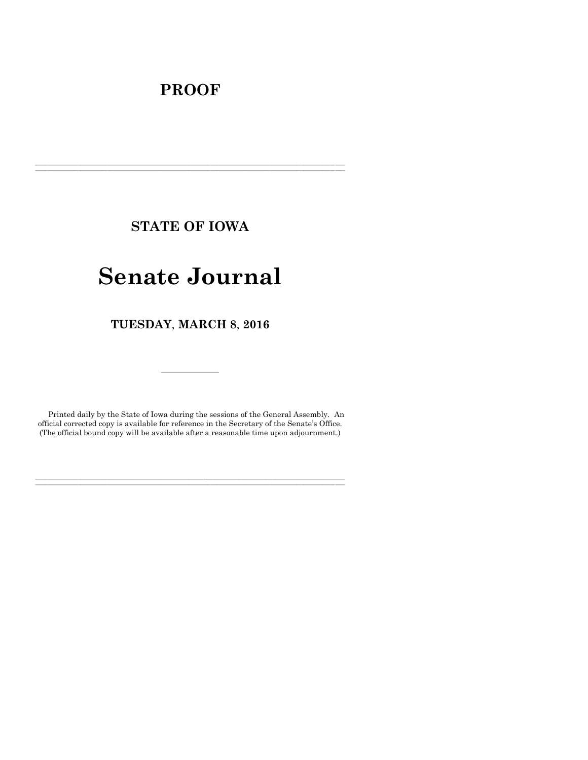# PROOF

---

## STATE OF IOWA

# Senate Journal

### TUESDAY, MARCH 8, 2016

---

Printed daily by the State of Iowa during the sessions of the General Assembly. An official corrected copy is available for reference in the Secretary of the Senate's Office. (The official bound copy will be available after a reasonable time upon adjournment.)

---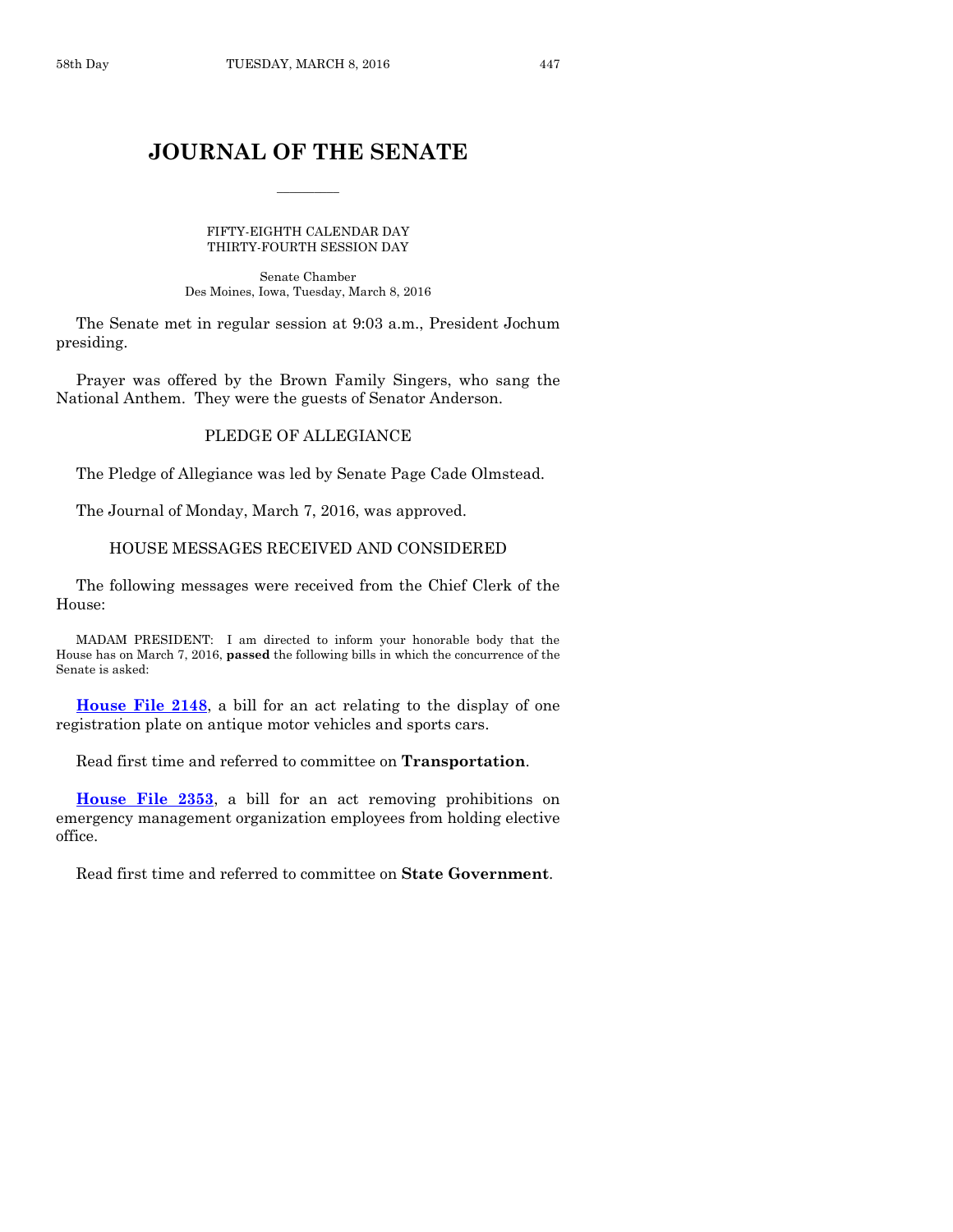# JOURNAL OF THE SENATE

FIFTY-EIGHTH CALENDAR DAY
THIRTY-FOURTH SESSION DAY

Senate Chamber
Des Moines, Iowa, Tuesday, March 8, 2016

The Senate met in regular session at 9:03 a.m., President Jochum presiding.

Prayer was offered by the Brown Family Singers, who sang the National Anthem. They were the guests of Senator Anderson.

## PLEDGE OF ALLEGIANCE

The Pledge of Allegiance was led by Senate Page Cade Olmstead.

The Journal of Monday, March 7, 2016, was approved.

## HOUSE MESSAGES RECEIVED AND CONSIDERED

The following messages were received from the Chief Clerk of the House:

MADAM PRESIDENT: I am directed to inform your honorable body that the House has on March 7, 2016, **passed** the following bills in which the concurrence of the Senate is asked:

**House File 2148**, a bill for an act relating to the display of one registration plate on antique motor vehicles and sports cars.

Read first time and referred to committee on **Transportation**.

**House File 2353**, a bill for an act removing prohibitions on emergency management organization employees from holding elective office.

Read first time and referred to committee on **State Government**.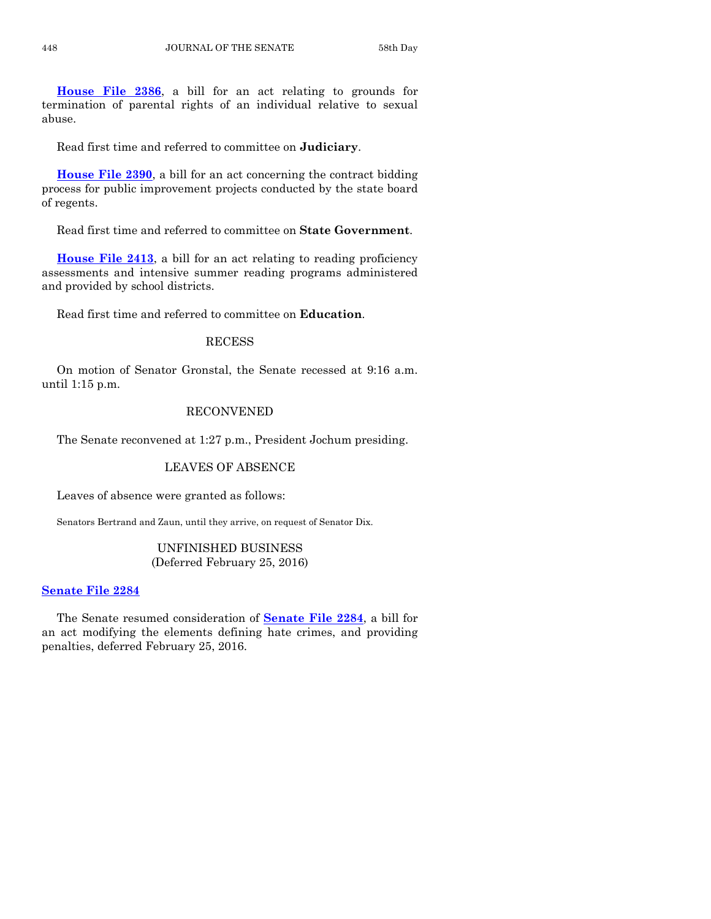**House File 2386**, a bill for an act relating to grounds for termination of parental rights of an individual relative to sexual abuse.

Read first time and referred to committee on **Judiciary**.

**House File 2390**, a bill for an act concerning the contract bidding process for public improvement projects conducted by the state board of regents.

Read first time and referred to committee on **State Government**.

**House File 2413**, a bill for an act relating to reading proficiency assessments and intensive summer reading programs administered and provided by school districts.

Read first time and referred to committee on **Education**.

## RECESS

On motion of Senator Gronstal, the Senate recessed at 9:16 a.m. until 1:15 p.m.

## RECONVENED

The Senate reconvened at 1:27 p.m., President Jochum presiding.

## LEAVES OF ABSENCE

Leaves of absence were granted as follows:

Senators Bertrand and Zaun, until they arrive, on request of Senator Dix.

## UNFINISHED BUSINESS
(Deferred February 25, 2016)

**Senate File 2284**

The Senate resumed consideration of **Senate File 2284**, a bill for an act modifying the elements defining hate crimes, and providing penalties, deferred February 25, 2016.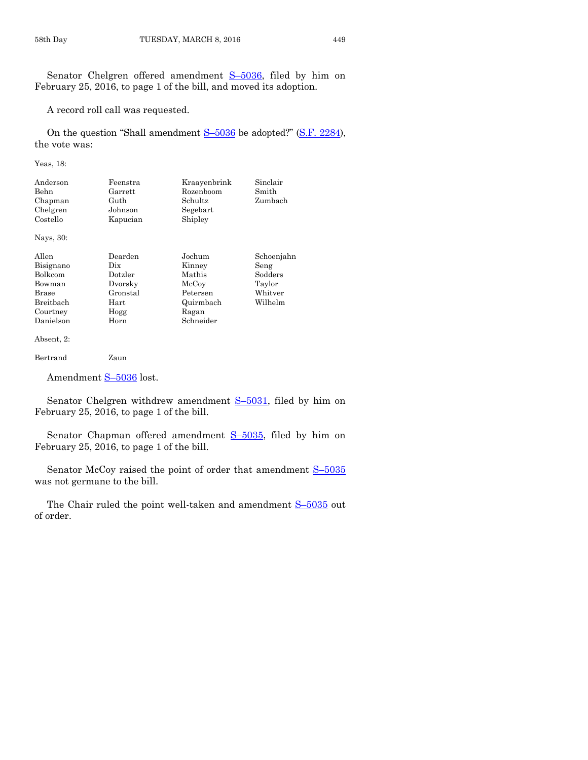Senator Chelgren offered amendment S–5036, filed by him on February 25, 2016, to page 1 of the bill, and moved its adoption.

A record roll call was requested.

On the question "Shall amendment S–5036 be adopted?" (S.F. 2284), the vote was:

Yeas, 18:

| | | | |
|---|---|---|---|
| Anderson | Feenstra | Kraayenbrink | Sinclair |
| Behn | Garrett | Rozenboom | Smith |
| Chapman | Guth | Schultz | Zumbach |
| Chelgren | Johnson | Segebart | |
| Costello | Kapucian | Shipley | |

Nays, 30:

| | | | |
|---|---|---|---|
| Allen | Dearden | Jochum | Schoenjahn |
| Bisignano | Dix | Kinney | Seng |
| Bolkcom | Dotzler | Mathis | Sodders |
| Bowman | Dvorsky | McCoy | Taylor |
| Brase | Gronstal | Petersen | Whitver |
| Breitbach | Hart | Quirmbach | Wilhelm |
| Courtney | Hogg | Ragan | |
| Danielson | Horn | Schneider | |

Absent, 2:

| | |
|---|---|
| Bertrand | Zaun |

Amendment S–5036 lost.

Senator Chelgren withdrew amendment S–5031, filed by him on February 25, 2016, to page 1 of the bill.

Senator Chapman offered amendment S–5035, filed by him on February 25, 2016, to page 1 of the bill.

Senator McCoy raised the point of order that amendment S–5035 was not germane to the bill.

The Chair ruled the point well-taken and amendment S–5035 out of order.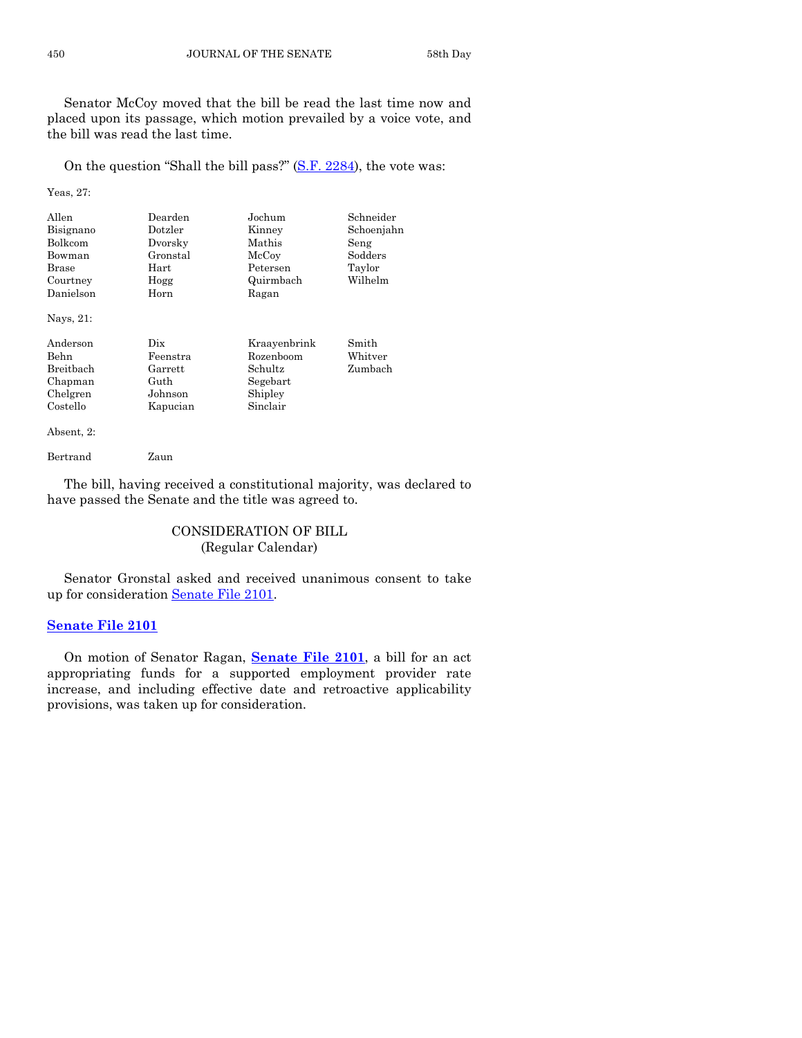Senator McCoy moved that the bill be read the last time now and placed upon its passage, which motion prevailed by a voice vote, and the bill was read the last time.

On the question "Shall the bill pass?" (S.F. 2284), the vote was:

Yeas, 27:

| | | | |
|---|---|---|---|
| Allen | Dearden | Jochum | Schneider |
| Bisignano | Dotzler | Kinney | Schoenjahn |
| Bolkcom | Dvorsky | Mathis | Seng |
| Bowman | Gronstal | McCoy | Sodders |
| Brase | Hart | Petersen | Taylor |
| Courtney | Hogg | Quirmbach | Wilhelm |
| Danielson | Horn | Ragan | |

Nays, 21:

| | | | |
|---|---|---|---|
| Anderson | Dix | Kraayenbrink | Smith |
| Behn | Feenstra | Rozenboom | Whitver |
| Breitbach | Garrett | Schultz | Zumbach |
| Chapman | Guth | Segebart | |
| Chelgren | Johnson | Shipley | |
| Costello | Kapucian | Sinclair | |

Absent, 2:

| | |
|---|---|
| Bertrand | Zaun |

The bill, having received a constitutional majority, was declared to have passed the Senate and the title was agreed to.

## CONSIDERATION OF BILL
(Regular Calendar)

Senator Gronstal asked and received unanimous consent to take up for consideration Senate File 2101.

### Senate File 2101

On motion of Senator Ragan, **Senate File 2101**, a bill for an act appropriating funds for a supported employment provider rate increase, and including effective date and retroactive applicability provisions, was taken up for consideration.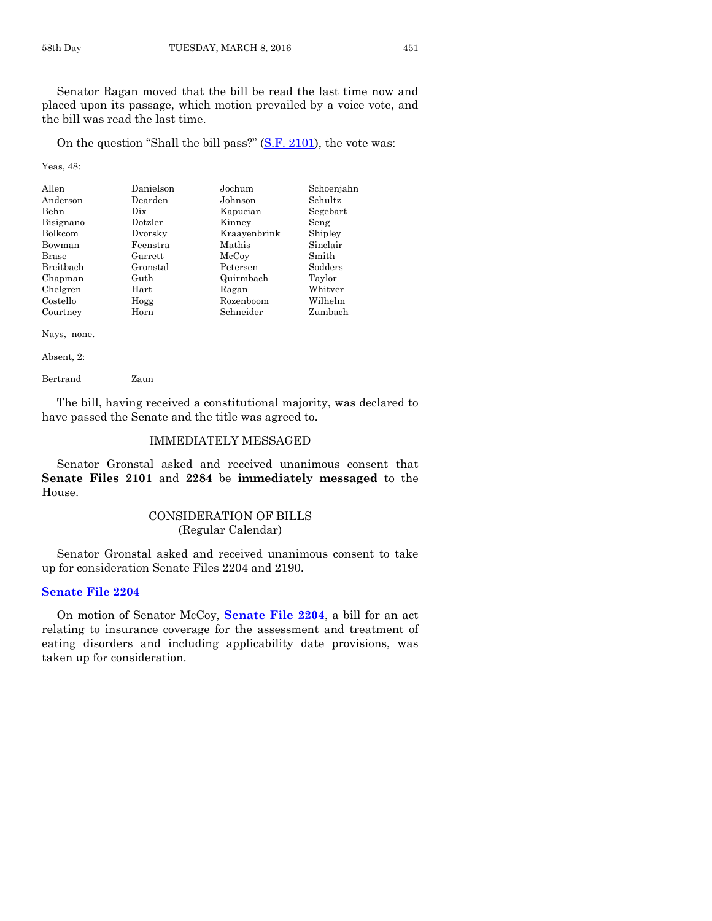Senator Ragan moved that the bill be read the last time now and placed upon its passage, which motion prevailed by a voice vote, and the bill was read the last time.

On the question "Shall the bill pass?" (S.F. 2101), the vote was:

Yeas, 48:

| | | | |
|---|---|---|---|
| Allen | Danielson | Jochum | Schoenjahn |
| Anderson | Dearden | Johnson | Schultz |
| Behn | Dix | Kapucian | Segebart |
| Bisignano | Dotzler | Kinney | Seng |
| Bolkcom | Dvorsky | Kraayenbrink | Shipley |
| Bowman | Feenstra | Mathis | Sinclair |
| Brase | Garrett | McCoy | Smith |
| Breitbach | Gronstal | Petersen | Sodders |
| Chapman | Guth | Quirmbach | Taylor |
| Chelgren | Hart | Ragan | Whitver |
| Costello | Hogg | Rozenboom | Wilhelm |
| Courtney | Horn | Schneider | Zumbach |

Nays, none.

Absent, 2:

| | |
|---|---|
| Bertrand | Zaun |

The bill, having received a constitutional majority, was declared to have passed the Senate and the title was agreed to.

## IMMEDIATELY MESSAGED

Senator Gronstal asked and received unanimous consent that **Senate Files 2101** and **2284** be **immediately messaged** to the House.

## CONSIDERATION OF BILLS
(Regular Calendar)

Senator Gronstal asked and received unanimous consent to take up for consideration Senate Files 2204 and 2190.

### Senate File 2204

On motion of Senator McCoy, **Senate File 2204**, a bill for an act relating to insurance coverage for the assessment and treatment of eating disorders and including applicability date provisions, was taken up for consideration.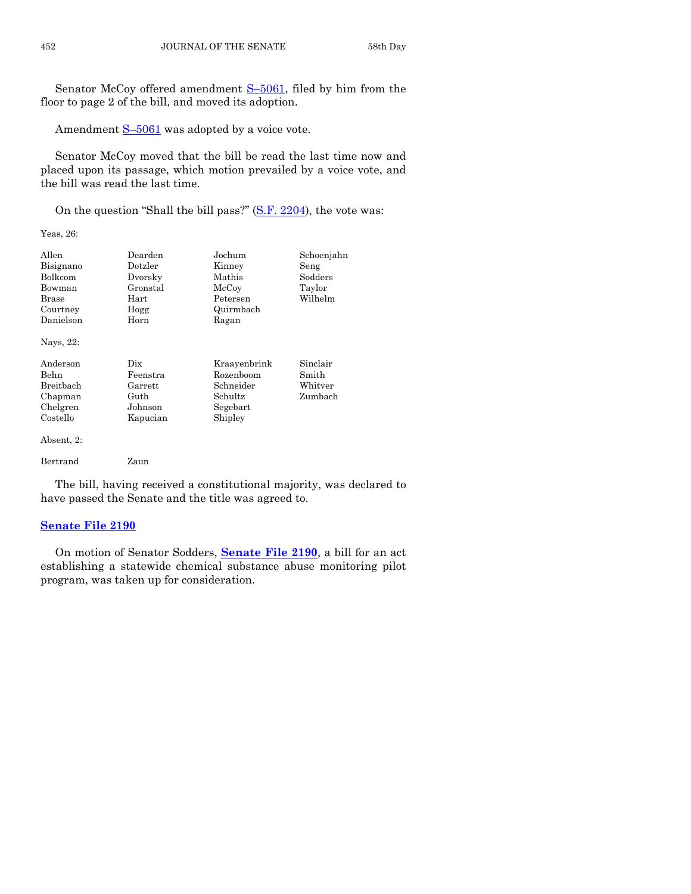Senator McCoy offered amendment S–5061, filed by him from the floor to page 2 of the bill, and moved its adoption.

Amendment S–5061 was adopted by a voice vote.

Senator McCoy moved that the bill be read the last time now and placed upon its passage, which motion prevailed by a voice vote, and the bill was read the last time.

On the question "Shall the bill pass?" (S.F. 2204), the vote was:

Yeas, 26:

| | | | |
|---|---|---|---|
| Allen | Dearden | Jochum | Schoenjahn |
| Bisignano | Dotzler | Kinney | Seng |
| Bolkcom | Dvorsky | Mathis | Sodders |
| Bowman | Gronstal | McCoy | Taylor |
| Brase | Hart | Petersen | Wilhelm |
| Courtney | Hogg | Quirmbach | |
| Danielson | Horn | Ragan | |

Nays, 22:

| | | | |
|---|---|---|---|
| Anderson | Dix | Kraayenbrink | Sinclair |
| Behn | Feenstra | Rozenboom | Smith |
| Breitbach | Garrett | Schneider | Whitver |
| Chapman | Guth | Schultz | Zumbach |
| Chelgren | Johnson | Segebart | |
| Costello | Kapucian | Shipley | |

Absent, 2:

| | |
|---|---|
| Bertrand | Zaun |

The bill, having received a constitutional majority, was declared to have passed the Senate and the title was agreed to.

## Senate File 2190

On motion of Senator Sodders, **Senate File 2190**, a bill for an act establishing a statewide chemical substance abuse monitoring pilot program, was taken up for consideration.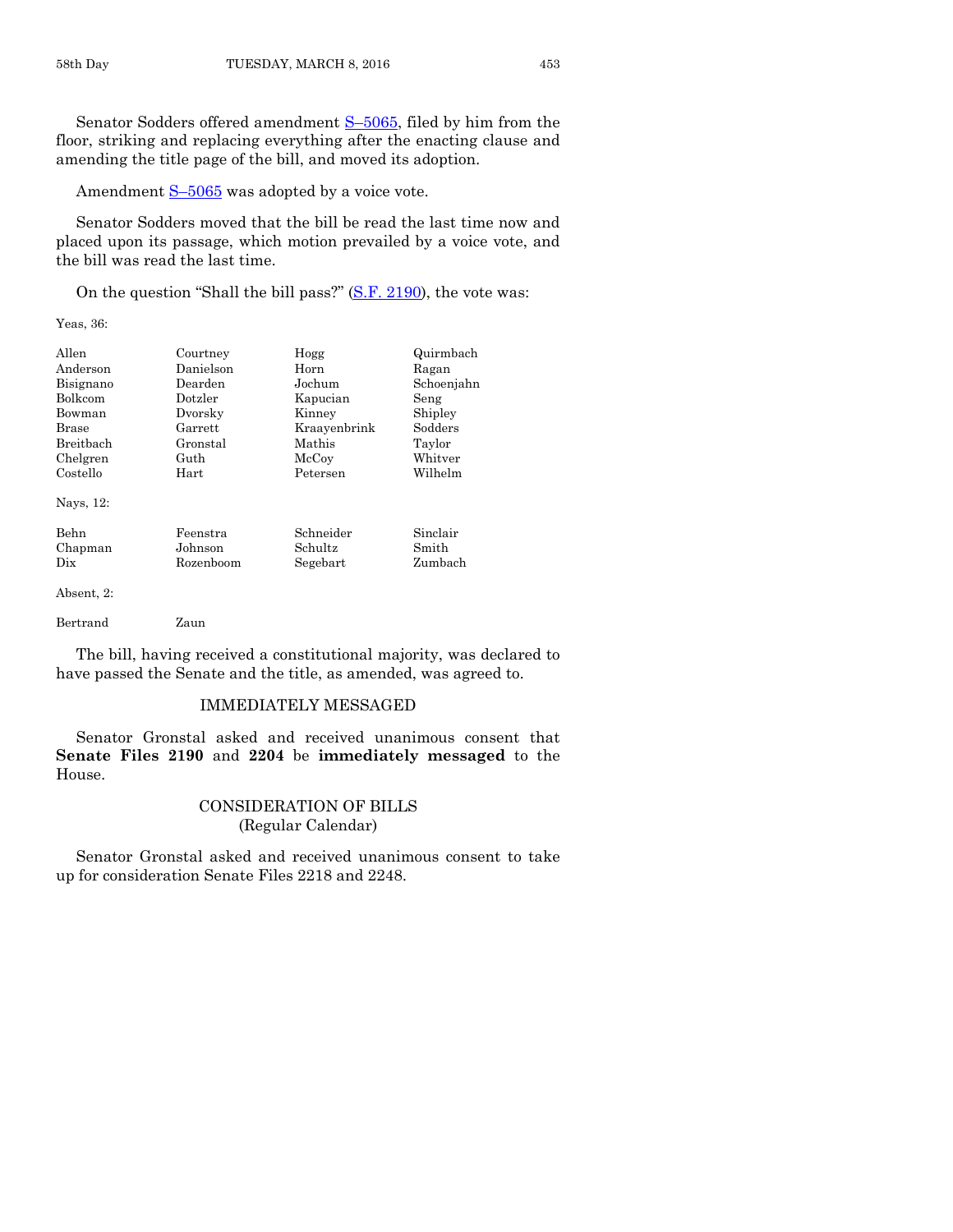Senator Sodders offered amendment S–5065, filed by him from the floor, striking and replacing everything after the enacting clause and amending the title page of the bill, and moved its adoption.

Amendment S–5065 was adopted by a voice vote.

Senator Sodders moved that the bill be read the last time now and placed upon its passage, which motion prevailed by a voice vote, and the bill was read the last time.

On the question "Shall the bill pass?" (S.F. 2190), the vote was:

Yeas, 36:

| | | | |
|---|---|---|---|
| Allen | Courtney | Hogg | Quirmbach |
| Anderson | Danielson | Horn | Ragan |
| Bisignano | Dearden | Jochum | Schoenjahn |
| Bolkcom | Dotzler | Kapucian | Seng |
| Bowman | Dvorsky | Kinney | Shipley |
| Brase | Garrett | Kraayenbrink | Sodders |
| Breitbach | Gronstal | Mathis | Taylor |
| Chelgren | Guth | McCoy | Whitver |
| Costello | Hart | Petersen | Wilhelm |

Nays, 12:

| | | | |
|---|---|---|---|
| Behn | Feenstra | Schneider | Sinclair |
| Chapman | Johnson | Schultz | Smith |
| Dix | Rozenboom | Segebart | Zumbach |

Absent, 2:

| | |
|---|---|
| Bertrand | Zaun |

The bill, having received a constitutional majority, was declared to have passed the Senate and the title, as amended, was agreed to.

## IMMEDIATELY MESSAGED

Senator Gronstal asked and received unanimous consent that **Senate Files 2190** and **2204** be **immediately messaged** to the House.

## CONSIDERATION OF BILLS
(Regular Calendar)

Senator Gronstal asked and received unanimous consent to take up for consideration Senate Files 2218 and 2248.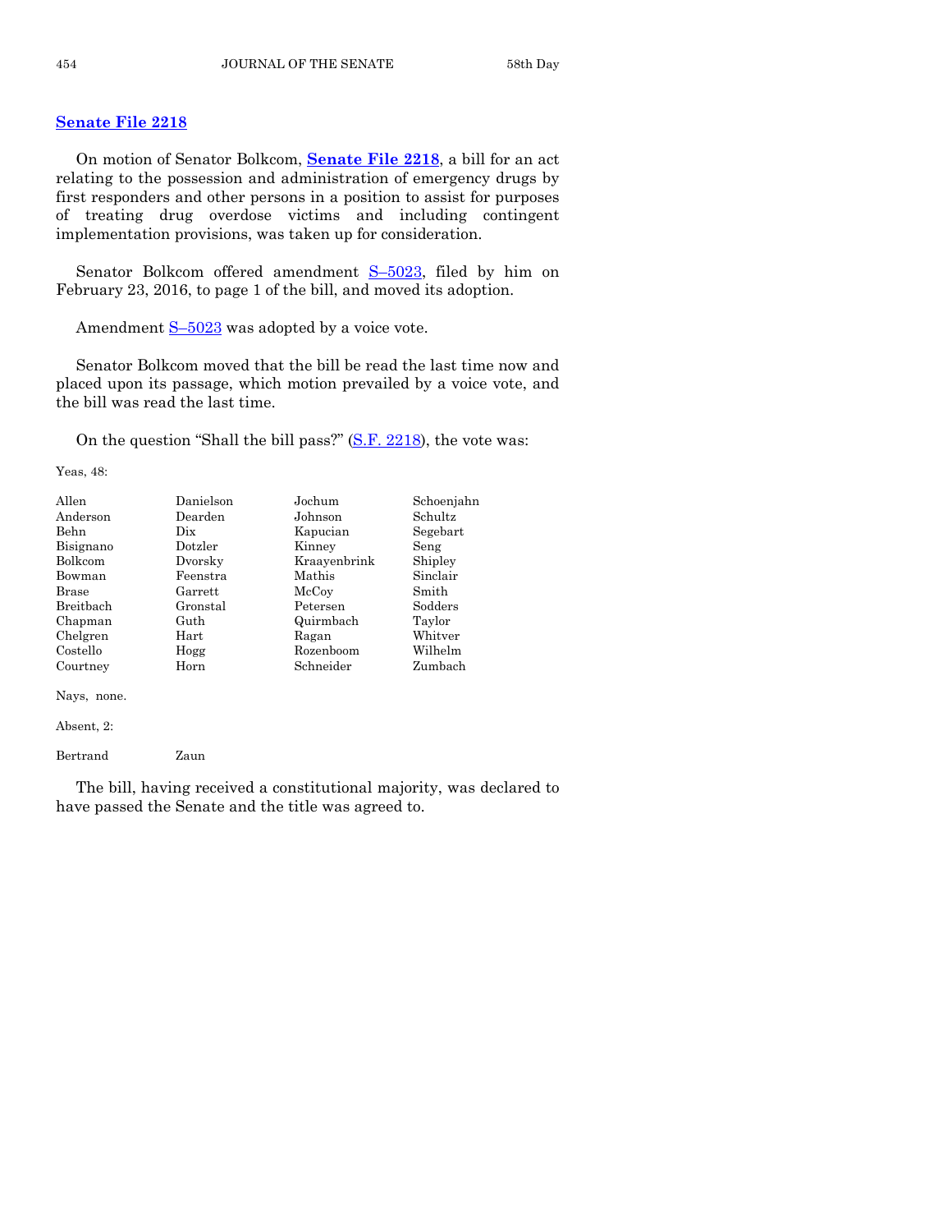## Senate File 2218

On motion of Senator Bolkcom, **Senate File 2218**, a bill for an act relating to the possession and administration of emergency drugs by first responders and other persons in a position to assist for purposes of treating drug overdose victims and including contingent implementation provisions, was taken up for consideration.

Senator Bolkcom offered amendment S–5023, filed by him on February 23, 2016, to page 1 of the bill, and moved its adoption.

Amendment S–5023 was adopted by a voice vote.

Senator Bolkcom moved that the bill be read the last time now and placed upon its passage, which motion prevailed by a voice vote, and the bill was read the last time.

On the question "Shall the bill pass?" (S.F. 2218), the vote was:

Yeas, 48:

| | | | |
|---|---|---|---|
| Allen | Danielson | Jochum | Schoenjahn |
| Anderson | Dearden | Johnson | Schultz |
| Behn | Dix | Kapucian | Segebart |
| Bisignano | Dotzler | Kinney | Seng |
| Bolkcom | Dvorsky | Kraayenbrink | Shipley |
| Bowman | Feenstra | Mathis | Sinclair |
| Brase | Garrett | McCoy | Smith |
| Breitbach | Gronstal | Petersen | Sodders |
| Chapman | Guth | Quirmbach | Taylor |
| Chelgren | Hart | Ragan | Whitver |
| Costello | Hogg | Rozenboom | Wilhelm |
| Courtney | Horn | Schneider | Zumbach |

Nays, none.

Absent, 2:

| | |
|---|---|
| Bertrand | Zaun |

The bill, having received a constitutional majority, was declared to have passed the Senate and the title was agreed to.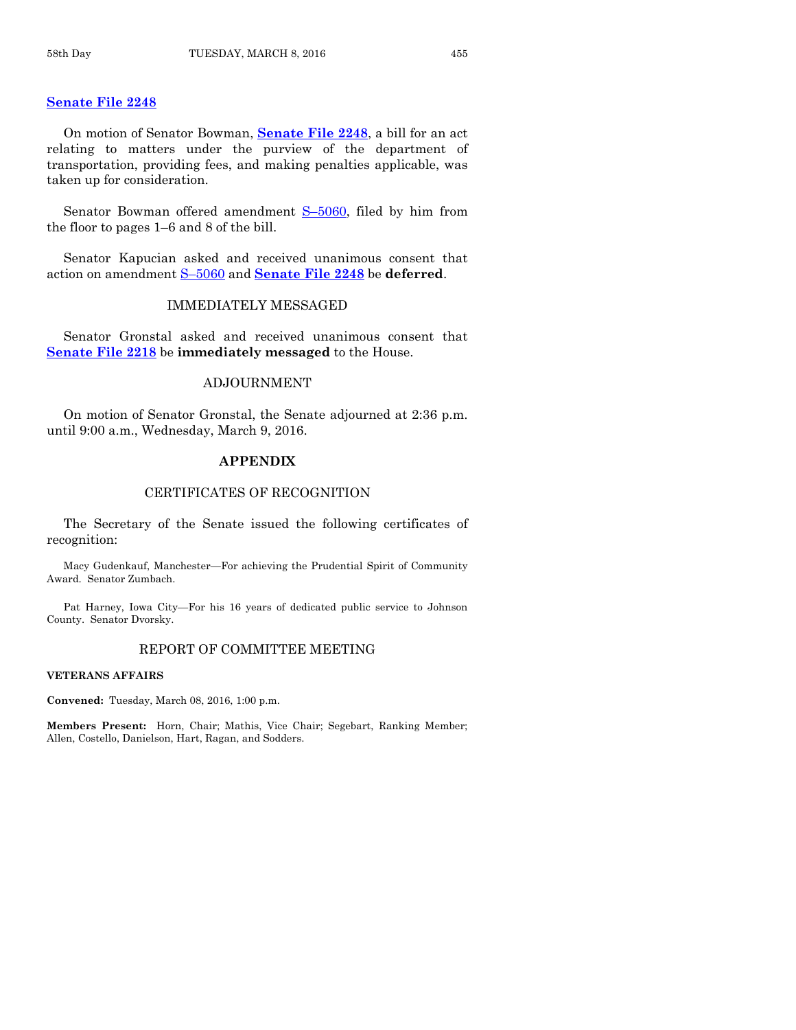**Senate File 2248**

On motion of Senator Bowman, **Senate File 2248**, a bill for an act relating to matters under the purview of the department of transportation, providing fees, and making penalties applicable, was taken up for consideration.

Senator Bowman offered amendment S–5060, filed by him from the floor to pages 1–6 and 8 of the bill.

Senator Kapucian asked and received unanimous consent that action on amendment S–5060 and **Senate File 2248** be **deferred**.

## IMMEDIATELY MESSAGED

Senator Gronstal asked and received unanimous consent that **Senate File 2218** be **immediately messaged** to the House.

## ADJOURNMENT

On motion of Senator Gronstal, the Senate adjourned at 2:36 p.m. until 9:00 a.m., Wednesday, March 9, 2016.

# APPENDIX

## CERTIFICATES OF RECOGNITION

The Secretary of the Senate issued the following certificates of recognition:

Macy Gudenkauf, Manchester—For achieving the Prudential Spirit of Community Award. Senator Zumbach.

Pat Harney, Iowa City—For his 16 years of dedicated public service to Johnson County. Senator Dvorsky.

## REPORT OF COMMITTEE MEETING

**VETERANS AFFAIRS**

**Convened:** Tuesday, March 08, 2016, 1:00 p.m.

**Members Present:** Horn, Chair; Mathis, Vice Chair; Segebart, Ranking Member; Allen, Costello, Danielson, Hart, Ragan, and Sodders.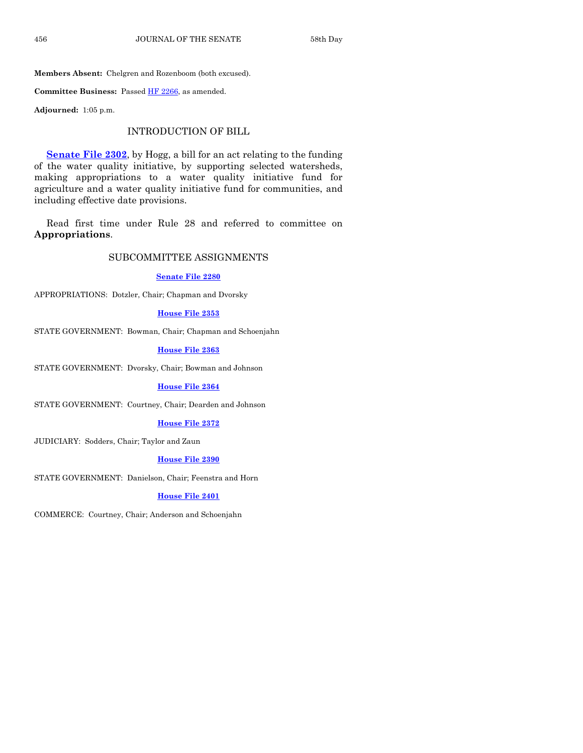**Members Absent:** Chelgren and Rozenboom (both excused).

**Committee Business:** Passed HF 2266, as amended.

**Adjourned:** 1:05 p.m.

## INTRODUCTION OF BILL

**Senate File 2302**, by Hogg, a bill for an act relating to the funding of the water quality initiative, by supporting selected watersheds, making appropriations to a water quality initiative fund for agriculture and a water quality initiative fund for communities, and including effective date provisions.

Read first time under Rule 28 and referred to committee on **Appropriations**.

## SUBCOMMITTEE ASSIGNMENTS

**Senate File 2280**

APPROPRIATIONS: Dotzler, Chair; Chapman and Dvorsky

**House File 2353**

STATE GOVERNMENT: Bowman, Chair; Chapman and Schoenjahn

**House File 2363**

STATE GOVERNMENT: Dvorsky, Chair; Bowman and Johnson

**House File 2364**

STATE GOVERNMENT: Courtney, Chair; Dearden and Johnson

**House File 2372**

JUDICIARY: Sodders, Chair; Taylor and Zaun

**House File 2390**

STATE GOVERNMENT: Danielson, Chair; Feenstra and Horn

**House File 2401**

COMMERCE: Courtney, Chair; Anderson and Schoenjahn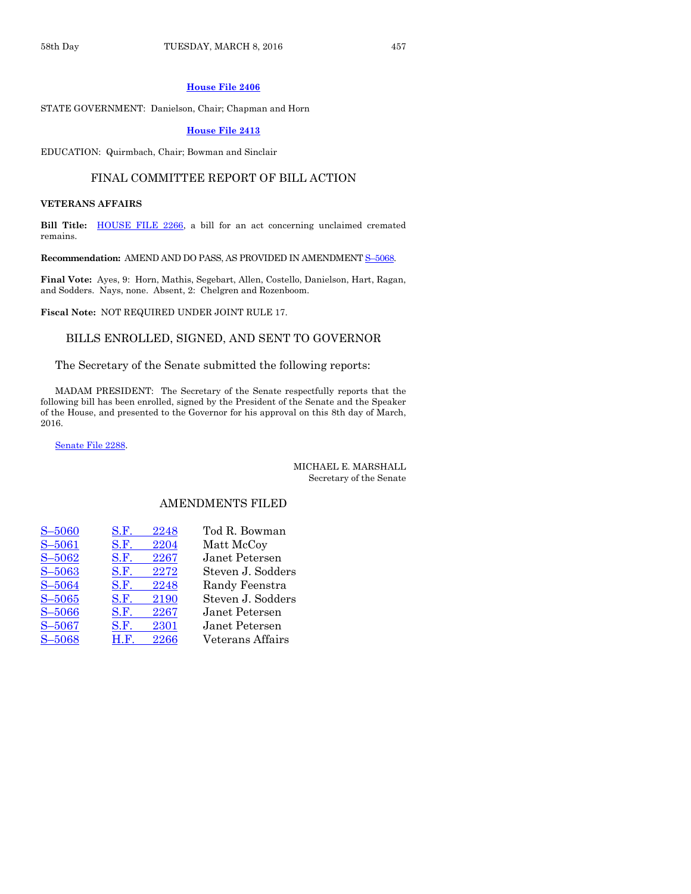**House File 2406**

STATE GOVERNMENT: Danielson, Chair; Chapman and Horn

**House File 2413**

EDUCATION: Quirmbach, Chair; Bowman and Sinclair

## FINAL COMMITTEE REPORT OF BILL ACTION

**VETERANS AFFAIRS**

**Bill Title:** HOUSE FILE 2266, a bill for an act concerning unclaimed cremated remains.

**Recommendation:** AMEND AND DO PASS, AS PROVIDED IN AMENDMENT S–5068.

**Final Vote:** Ayes, 9: Horn, Mathis, Segebart, Allen, Costello, Danielson, Hart, Ragan, and Sodders. Nays, none. Absent, 2: Chelgren and Rozenboom.

**Fiscal Note:** NOT REQUIRED UNDER JOINT RULE 17.

## BILLS ENROLLED, SIGNED, AND SENT TO GOVERNOR

The Secretary of the Senate submitted the following reports:

MADAM PRESIDENT: The Secretary of the Senate respectfully reports that the following bill has been enrolled, signed by the President of the Senate and the Speaker of the House, and presented to the Governor for his approval on this 8th day of March, 2016.

Senate File 2288.

MICHAEL E. MARSHALL
Secretary of the Senate

## AMENDMENTS FILED

| | | |
|---|---|---|
| S–5060 | S.F. 2248 | Tod R. Bowman |
| S–5061 | S.F. 2204 | Matt McCoy |
| S–5062 | S.F. 2267 | Janet Petersen |
| S–5063 | S.F. 2272 | Steven J. Sodders |
| S–5064 | S.F. 2248 | Randy Feenstra |
| S–5065 | S.F. 2190 | Steven J. Sodders |
| S–5066 | S.F. 2267 | Janet Petersen |
| S–5067 | S.F. 2301 | Janet Petersen |
| S–5068 | H.F. 2266 | Veterans Affairs |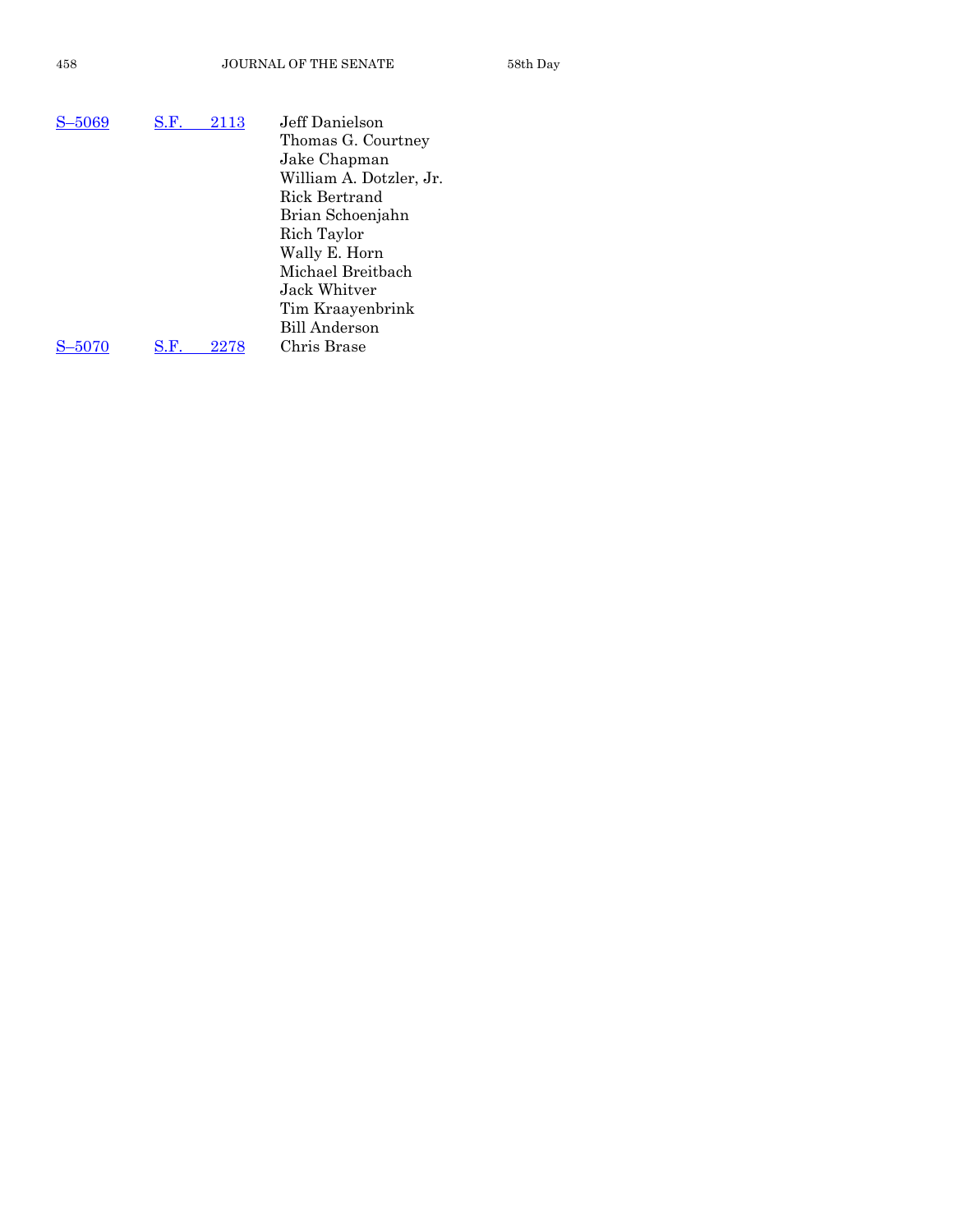| | | |
|---|---|---|
| S–5069 | S.F. 2113 | Jeff Danielson |
| | | Thomas G. Courtney |
| | | Jake Chapman |
| | | William A. Dotzler, Jr. |
| | | Rick Bertrand |
| | | Brian Schoenjahn |
| | | Rich Taylor |
| | | Wally E. Horn |
| | | Michael Breitbach |
| | | Jack Whitver |
| | | Tim Kraayenbrink |
| | | Bill Anderson |
| S–5070 | S.F. 2278 | Chris Brase |